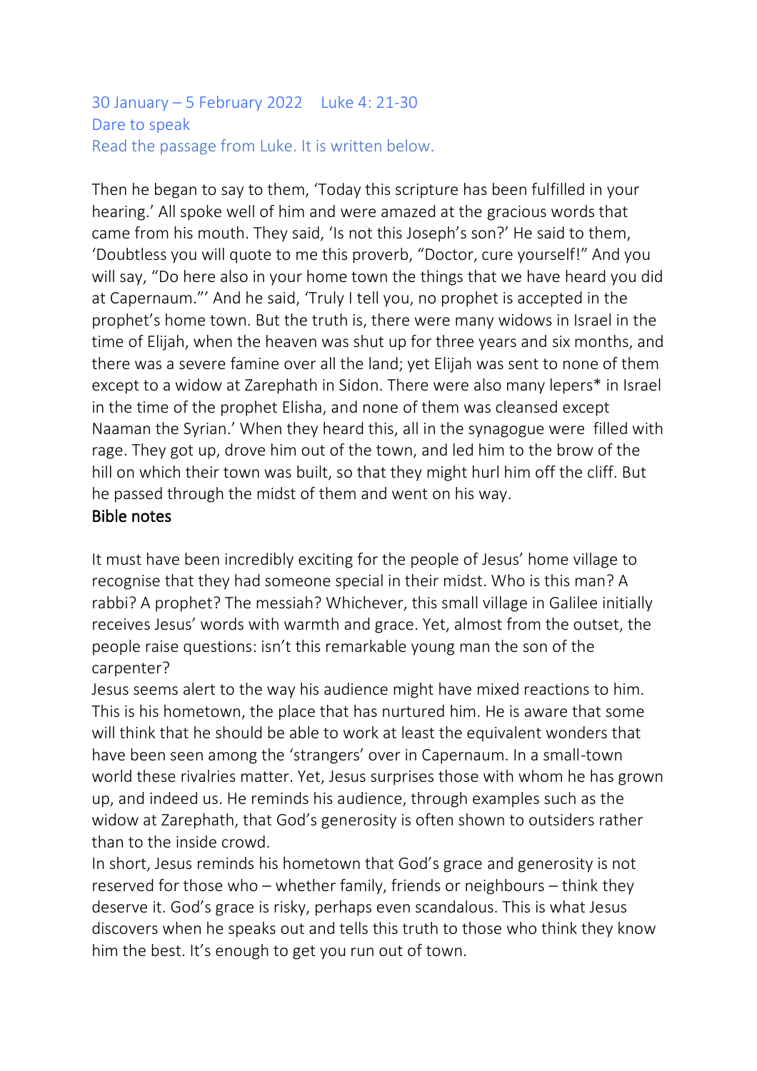30 January – 5 February 2022    Luke 4: 21-30
Dare to speak
Read the passage from Luke. It is written below.

Then he began to say to them, 'Today this scripture has been fulfilled in your hearing.' All spoke well of him and were amazed at the gracious words that came from his mouth. They said, 'Is not this Joseph's son?' He said to them, 'Doubtless you will quote to me this proverb, "Doctor, cure yourself!" And you will say, "Do here also in your home town the things that we have heard you did at Capernaum."' And he said, 'Truly I tell you, no prophet is accepted in the prophet's home town. But the truth is, there were many widows in Israel in the time of Elijah, when the heaven was shut up for three years and six months, and there was a severe famine over all the land; yet Elijah was sent to none of them except to a widow at Zarephath in Sidon. There were also many lepers* in Israel in the time of the prophet Elisha, and none of them was cleansed except Naaman the Syrian.' When they heard this, all in the synagogue were filled with rage. They got up, drove him out of the town, and led him to the brow of the hill on which their town was built, so that they might hurl him off the cliff. But he passed through the midst of them and went on his way.

Bible notes

It must have been incredibly exciting for the people of Jesus' home village to recognise that they had someone special in their midst. Who is this man? A rabbi? A prophet? The messiah? Whichever, this small village in Galilee initially receives Jesus' words with warmth and grace. Yet, almost from the outset, the people raise questions: isn't this remarkable young man the son of the carpenter?

Jesus seems alert to the way his audience might have mixed reactions to him. This is his hometown, the place that has nurtured him. He is aware that some will think that he should be able to work at least the equivalent wonders that have been seen among the 'strangers' over in Capernaum. In a small-town world these rivalries matter. Yet, Jesus surprises those with whom he has grown up, and indeed us. He reminds his audience, through examples such as the widow at Zarephath, that God's generosity is often shown to outsiders rather than to the inside crowd.

In short, Jesus reminds his hometown that God's grace and generosity is not reserved for those who – whether family, friends or neighbours – think they deserve it. God's grace is risky, perhaps even scandalous. This is what Jesus discovers when he speaks out and tells this truth to those who think they know him the best. It's enough to get you run out of town.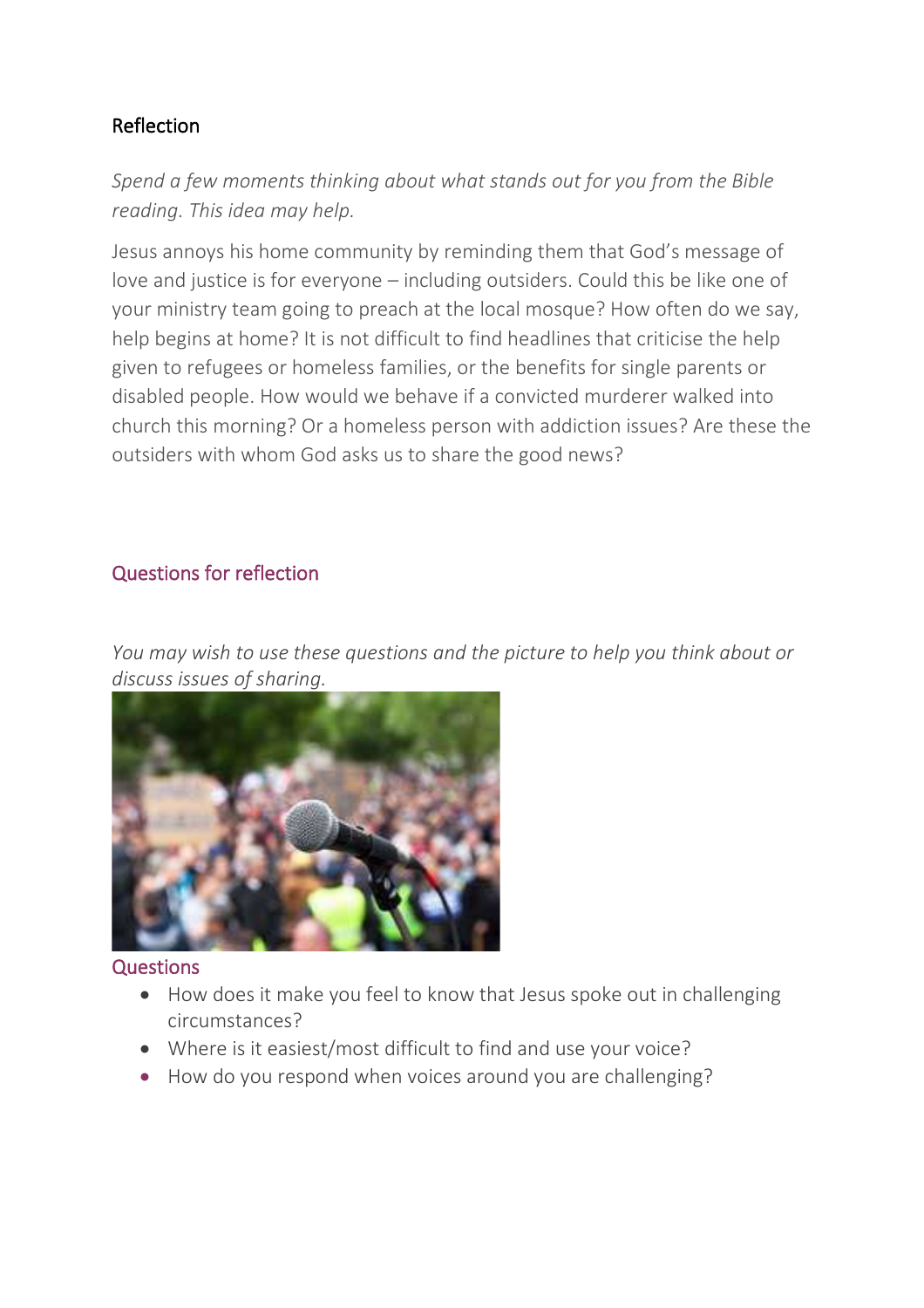## Reflection

*Spend a few moments thinking about what stands out for you from the Bible reading. This idea may help.*

Jesus annoys his home community by reminding them that God's message of love and justice is for everyone – including outsiders. Could this be like one of your ministry team going to preach at the local mosque? How often do we say, help begins at home? It is not difficult to find headlines that criticise the help given to refugees or homeless families, or the benefits for single parents or disabled people. How would we behave if a convicted murderer walked into church this morning? Or a homeless person with addiction issues? Are these the outsiders with whom God asks us to share the good news?

## Questions for reflection

*You may wish to use these questions and the picture to help you think about or discuss issues of sharing.*

### Questions

- How does it make you feel to know that Jesus spoke out in challenging circumstances?
- Where is it easiest/most difficult to find and use your voice?
- How do you respond when voices around you are challenging?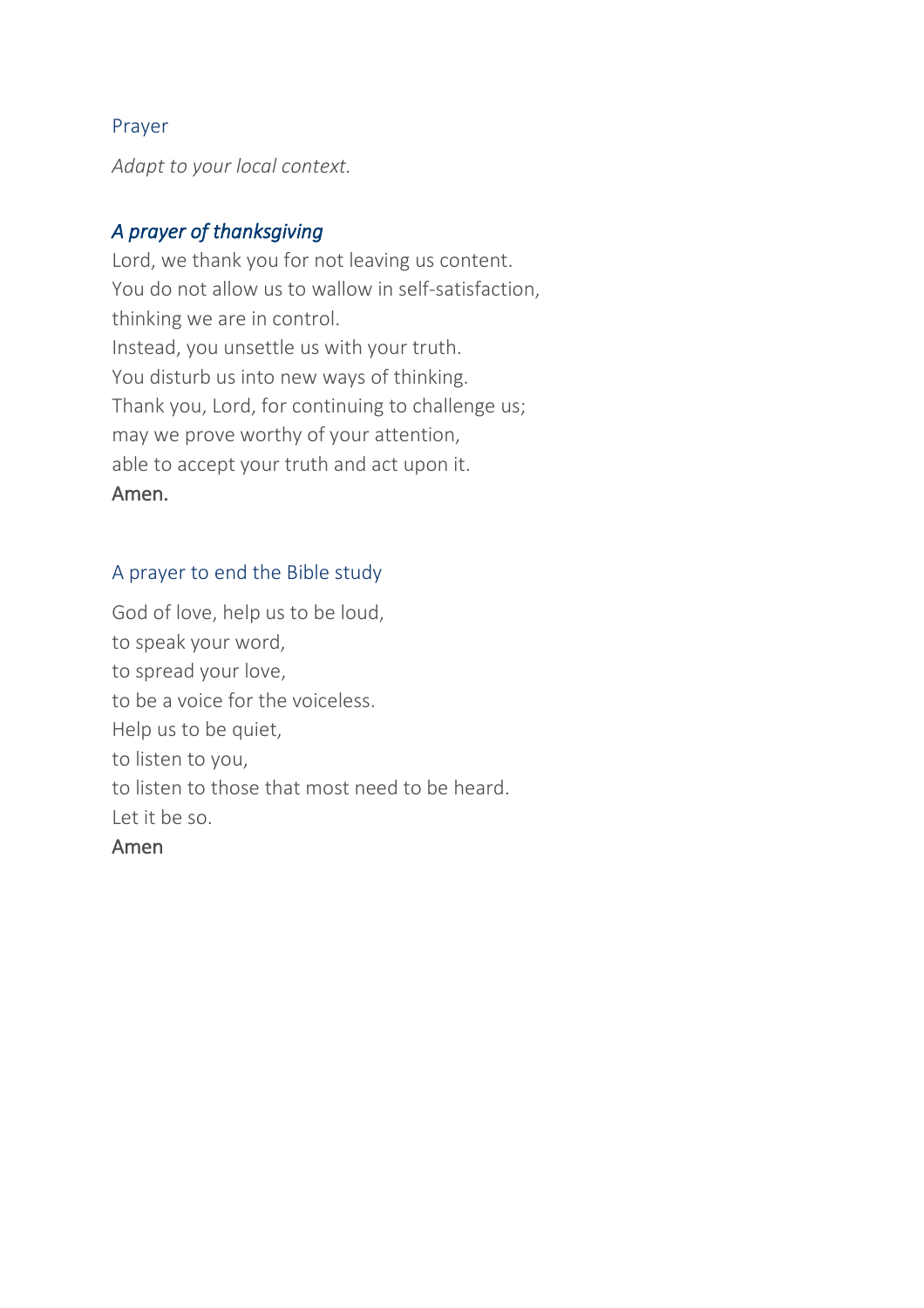## Prayer

*Adapt to your local context.*

### *A prayer of thanksgiving*

Lord, we thank you for not leaving us content.
You do not allow us to wallow in self-satisfaction,
thinking we are in control.
Instead, you unsettle us with your truth.
You disturb us into new ways of thinking.
Thank you, Lord, for continuing to challenge us;
may we prove worthy of your attention,
able to accept your truth and act upon it.
**Amen.**

### A prayer to end the Bible study

God of love, help us to be loud,
to speak your word,
to spread your love,
to be a voice for the voiceless.
Help us to be quiet,
to listen to you,
to listen to those that most need to be heard.
Let it be so.
**Amen**